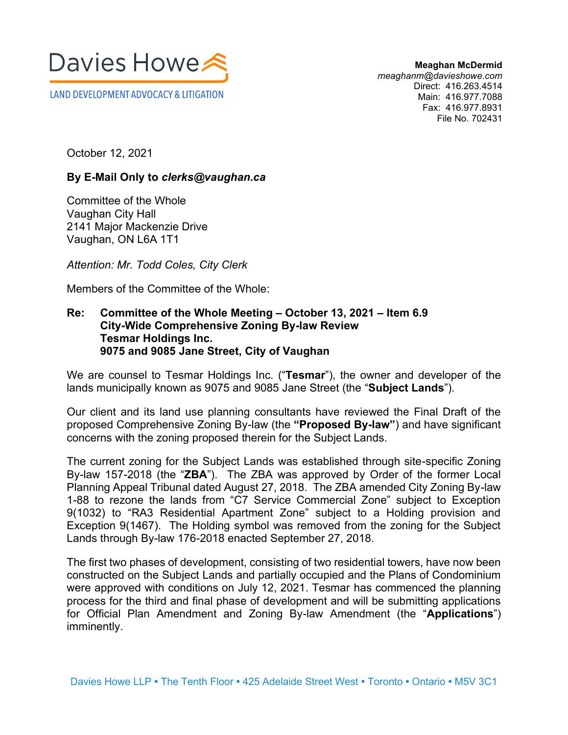Davies Howe

LAND DEVELOPMENT ADVOCACY & LITIGATION

**Meaghan McDermid**
*meaghanm@davieshowe.com*
Direct: 416.263.4514
Main: 416.977.7088
Fax: 416.977.8931
File No. 702431

October 12, 2021

**By E-Mail Only to *clerks@vaughan.ca***

Committee of the Whole
Vaughan City Hall
2141 Major Mackenzie Drive
Vaughan, ON L6A 1T1

*Attention: Mr. Todd Coles, City Clerk*

Members of the Committee of the Whole:

**Re: Committee of the Whole Meeting – October 13, 2021 – Item 6.9**
**City-Wide Comprehensive Zoning By-law Review**
**Tesmar Holdings Inc.**
**9075 and 9085 Jane Street, City of Vaughan**

We are counsel to Tesmar Holdings Inc. ("**Tesmar**"), the owner and developer of the lands municipally known as 9075 and 9085 Jane Street (the "**Subject Lands**").

Our client and its land use planning consultants have reviewed the Final Draft of the proposed Comprehensive Zoning By-law (the **"Proposed By-law"**) and have significant concerns with the zoning proposed therein for the Subject Lands.

The current zoning for the Subject Lands was established through site-specific Zoning By-law 157-2018 (the "**ZBA**"). The ZBA was approved by Order of the former Local Planning Appeal Tribunal dated August 27, 2018. The ZBA amended City Zoning By-law 1-88 to rezone the lands from "C7 Service Commercial Zone" subject to Exception 9(1032) to "RA3 Residential Apartment Zone" subject to a Holding provision and Exception 9(1467). The Holding symbol was removed from the zoning for the Subject Lands through By-law 176-2018 enacted September 27, 2018.

The first two phases of development, consisting of two residential towers, have now been constructed on the Subject Lands and partially occupied and the Plans of Condominium were approved with conditions on July 12, 2021. Tesmar has commenced the planning process for the third and final phase of development and will be submitting applications for Official Plan Amendment and Zoning By-law Amendment (the "**Applications**") imminently.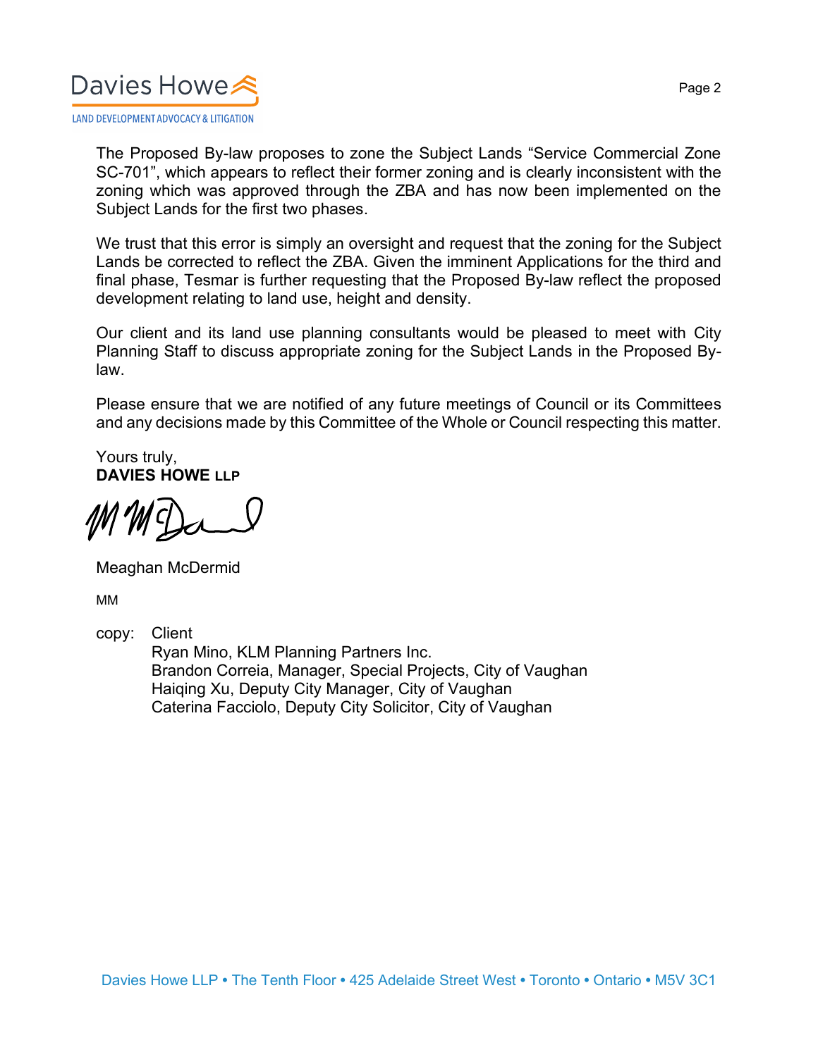The Proposed By-law proposes to zone the Subject Lands “Service Commercial Zone SC-701”, which appears to reflect their former zoning and is clearly inconsistent with the zoning which was approved through the ZBA and has now been implemented on the Subject Lands for the first two phases.

We trust that this error is simply an oversight and request that the zoning for the Subject Lands be corrected to reflect the ZBA. Given the imminent Applications for the third and final phase, Tesmar is further requesting that the Proposed By-law reflect the proposed development relating to land use, height and density.

Our client and its land use planning consultants would be pleased to meet with City Planning Staff to discuss appropriate zoning for the Subject Lands in the Proposed By-law.

Please ensure that we are notified of any future meetings of Council or its Committees and any decisions made by this Committee of the Whole or Council respecting this matter.

Yours truly,
**DAVIES HOWE LLP**

Meaghan McDermid

MM

copy: Client
Ryan Mino, KLM Planning Partners Inc.
Brandon Correia, Manager, Special Projects, City of Vaughan
Haiqing Xu, Deputy City Manager, City of Vaughan
Caterina Facciolo, Deputy City Solicitor, City of Vaughan